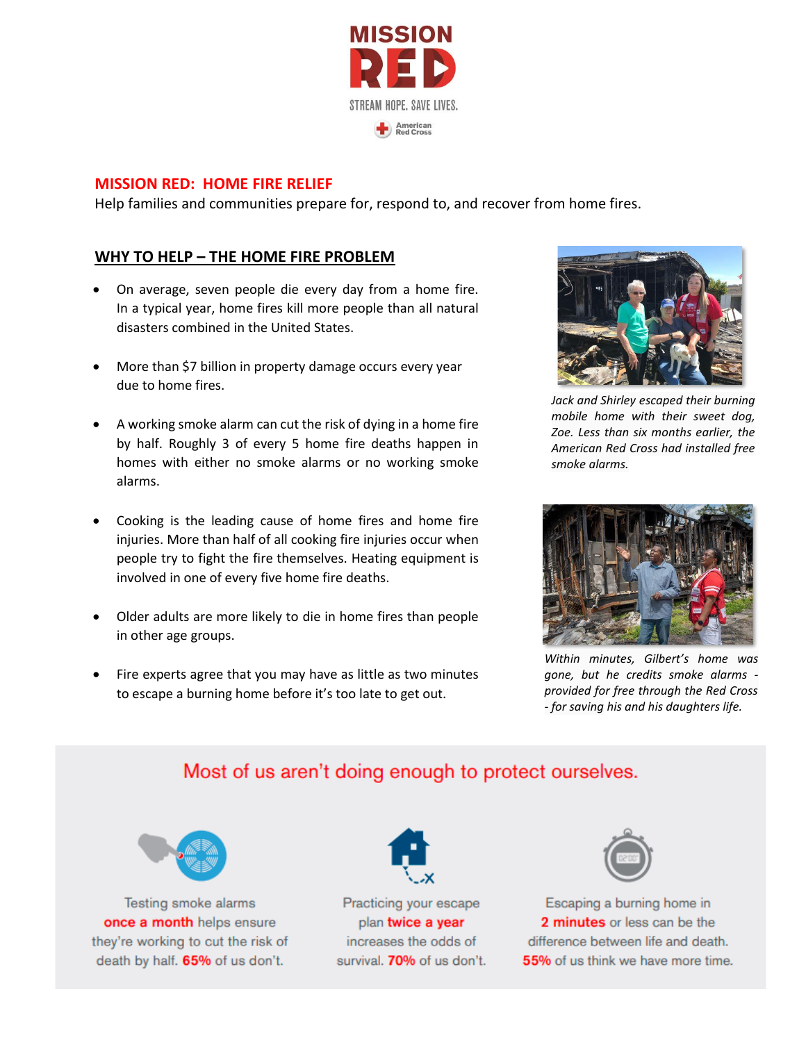MISSION RED

STREAM HOPE. SAVE LIVES.

American Red Cross

## MISSION RED: HOME FIRE RELIEF

Help families and communities prepare for, respond to, and recover from home fires.

### WHY TO HELP – THE HOME FIRE PROBLEM

- On average, seven people die every day from a home fire. In a typical year, home fires kill more people than all natural disasters combined in the United States.
- More than $7 billion in property damage occurs every year due to home fires.
- A working smoke alarm can cut the risk of dying in a home fire by half. Roughly 3 of every 5 home fire deaths happen in homes with either no smoke alarms or no working smoke alarms.
- Cooking is the leading cause of home fires and home fire injuries. More than half of all cooking fire injuries occur when people try to fight the fire themselves. Heating equipment is involved in one of every five home fire deaths.
- Older adults are more likely to die in home fires than people in other age groups.
- Fire experts agree that you may have as little as two minutes to escape a burning home before it's too late to get out.

*Jack and Shirley escaped their burning mobile home with their sweet dog, Zoe. Less than six months earlier, the American Red Cross had installed free smoke alarms.*

*Within minutes, Gilbert's home was gone, but he credits smoke alarms - provided for free through the Red Cross - for saving his and his daughters life.*

### Most of us aren't doing enough to protect ourselves.

Testing smoke alarms **once a month** helps ensure they're working to cut the risk of death by half. **65%** of us don't.

Practicing your escape plan **twice a year** increases the odds of survival. **70%** of us don't.

Escaping a burning home in **2 minutes** or less can be the difference between life and death. **55%** of us think we have more time.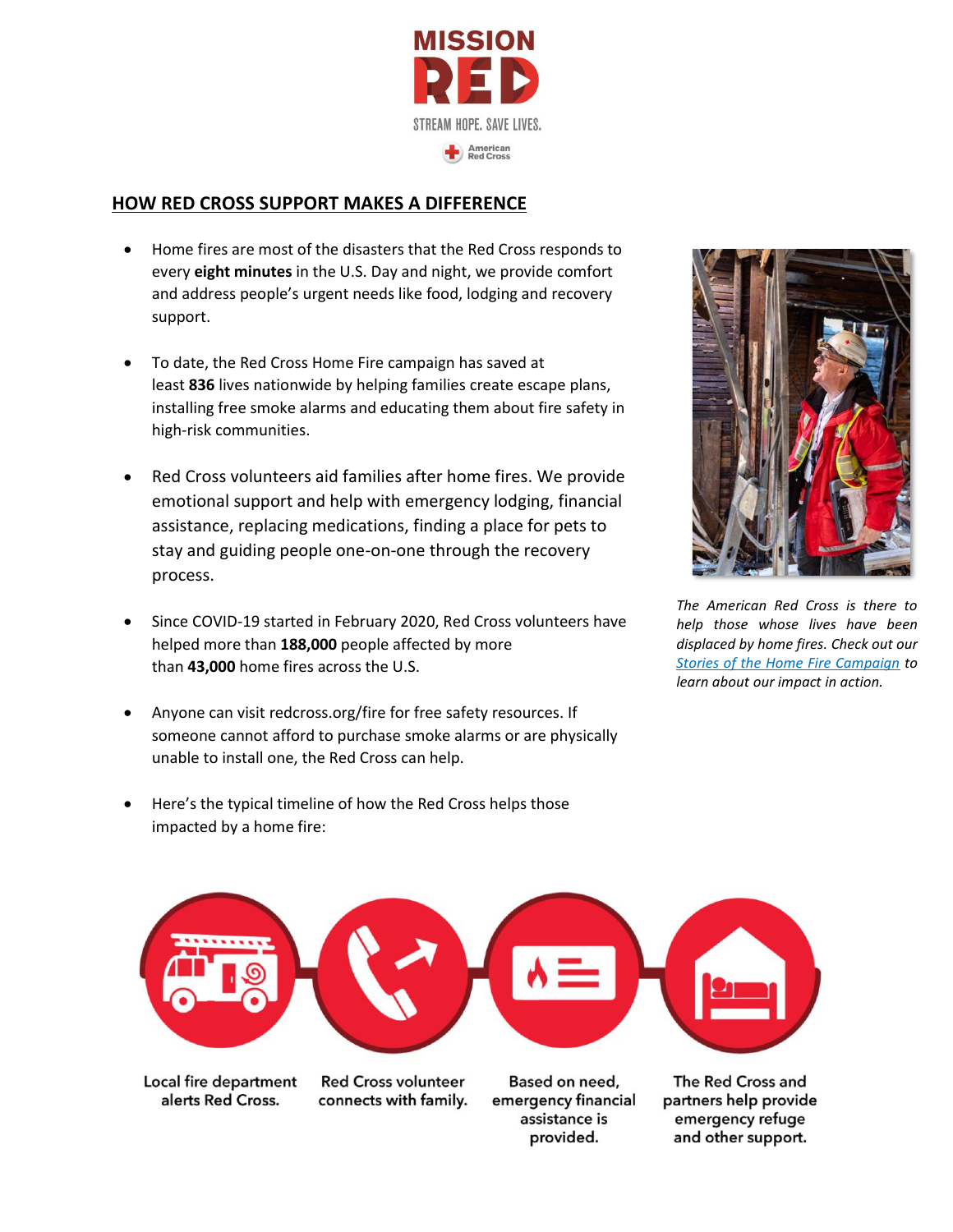MISSION RED

STREAM HOPE. SAVE LIVES.

American Red Cross

## HOW RED CROSS SUPPORT MAKES A DIFFERENCE

- Home fires are most of the disasters that the Red Cross responds to every **eight minutes** in the U.S. Day and night, we provide comfort and address people's urgent needs like food, lodging and recovery support.
- To date, the Red Cross Home Fire campaign has saved at least **836** lives nationwide by helping families create escape plans, installing free smoke alarms and educating them about fire safety in high-risk communities.
- Red Cross volunteers aid families after home fires. We provide emotional support and help with emergency lodging, financial assistance, replacing medications, finding a place for pets to stay and guiding people one-on-one through the recovery process.
- Since COVID-19 started in February 2020, Red Cross volunteers have helped more than **188,000** people affected by more than **43,000** home fires across the U.S.
- Anyone can visit redcross.org/fire for free safety resources. If someone cannot afford to purchase smoke alarms or are physically unable to install one, the Red Cross can help.
- Here's the typical timeline of how the Red Cross helps those impacted by a home fire:

*The American Red Cross is there to help those whose lives have been displaced by home fires. Check out our [Stories of the Home Fire Campaign] to learn about our impact in action.*

1. Local fire department alerts Red Cross.
2. Red Cross volunteer connects with family.
3. Based on need, emergency financial assistance is provided.
4. The Red Cross and partners help provide emergency refuge and other support.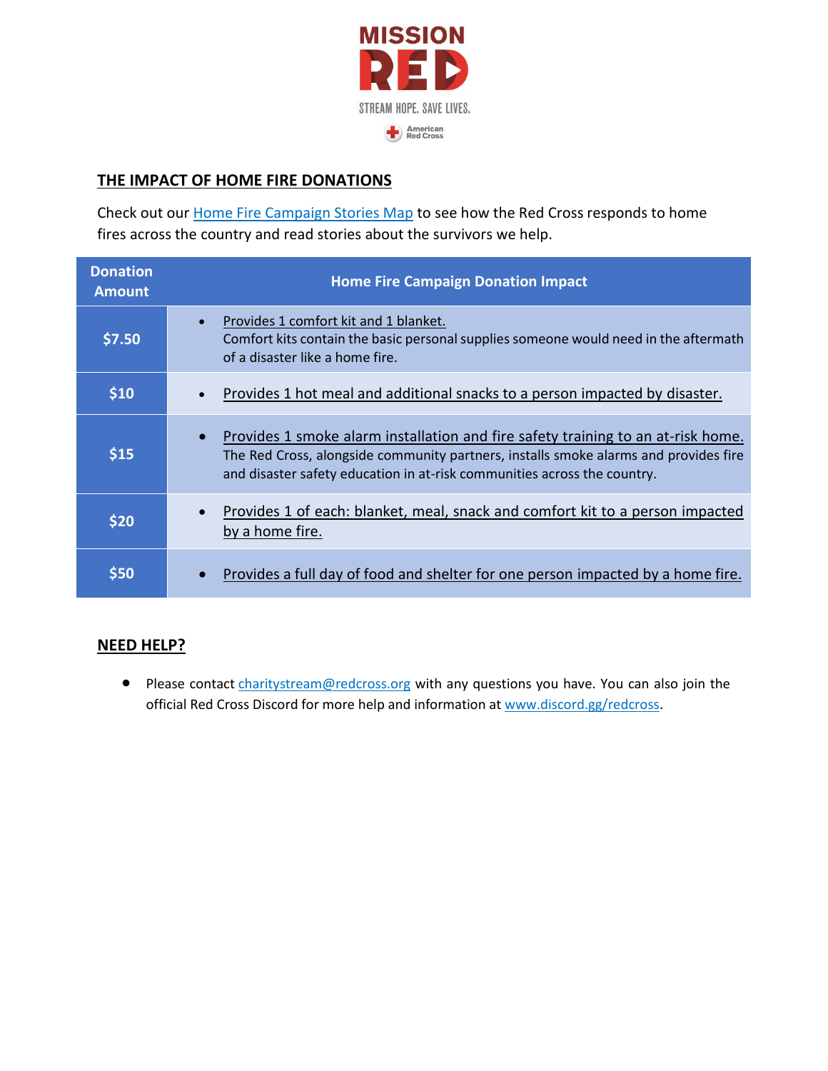MISSION RED

STREAM HOPE. SAVE LIVES.

American Red Cross

## THE IMPACT OF HOME FIRE DONATIONS

Check out our Home Fire Campaign Stories Map to see how the Red Cross responds to home fires across the country and read stories about the survivors we help.

| Donation Amount | Home Fire Campaign Donation Impact |
|---|---|
| $7.50 | • Provides 1 comfort kit and 1 blanket. Comfort kits contain the basic personal supplies someone would need in the aftermath of a disaster like a home fire. |
| $10 | • Provides 1 hot meal and additional snacks to a person impacted by disaster. |
| $15 | • Provides 1 smoke alarm installation and fire safety training to an at-risk home. The Red Cross, alongside community partners, installs smoke alarms and provides fire and disaster safety education in at-risk communities across the country. |
| $20 | • Provides 1 of each: blanket, meal, snack and comfort kit to a person impacted by a home fire. |
| $50 | • Provides a full day of food and shelter for one person impacted by a home fire. |

## NEED HELP?

- Please contact charitystream@redcross.org with any questions you have. You can also join the official Red Cross Discord for more help and information at www.discord.gg/redcross.